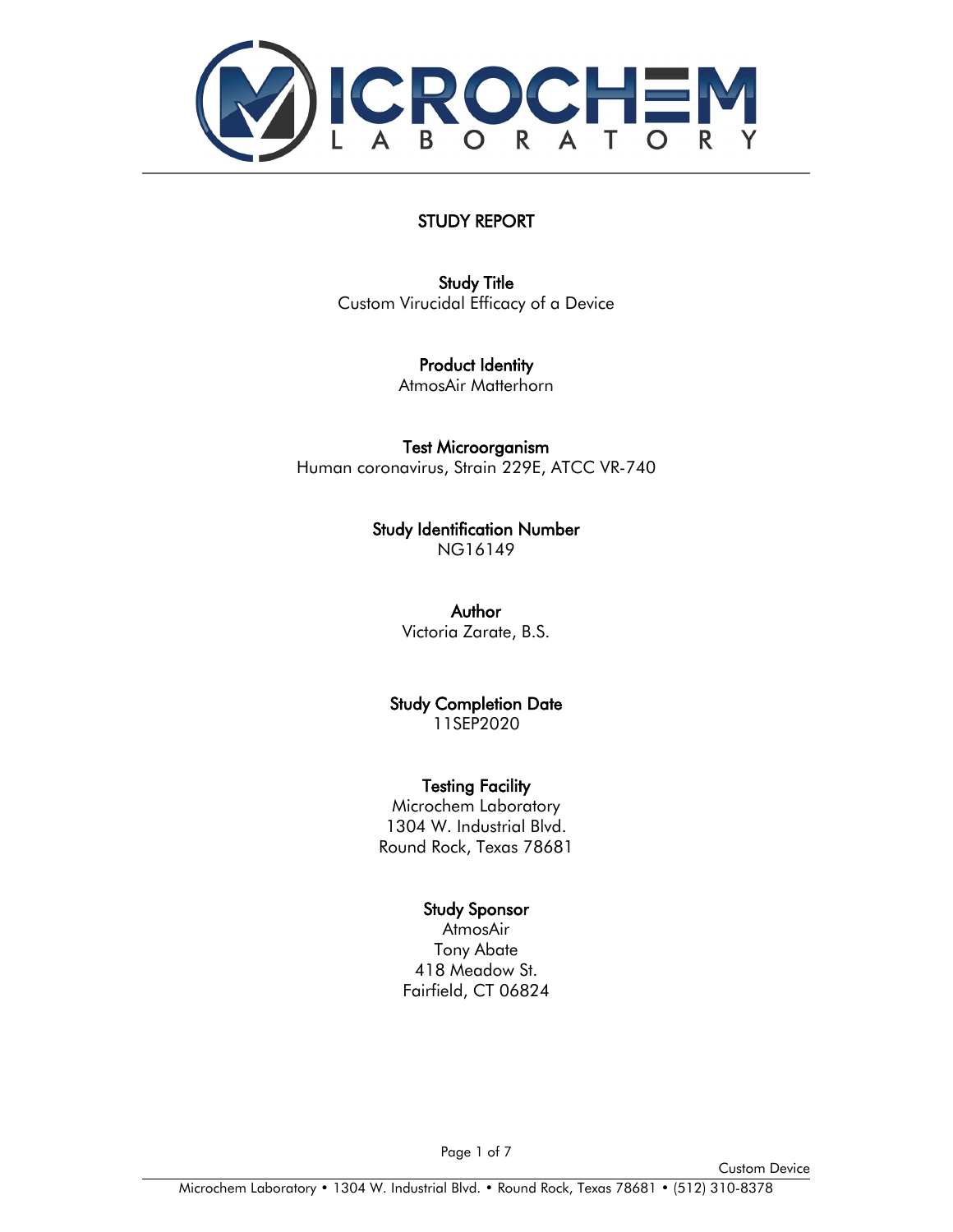# STUDY REPORT

**Study Title**
Custom Virucidal Efficacy of a Device

**Product Identity**
AtmosAir Matterhorn

**Test Microorganism**
Human coronavirus, Strain 229E, ATCC VR-740

**Study Identification Number**
NG16149

**Author**
Victoria Zarate, B.S.

**Study Completion Date**
11SEP2020

**Testing Facility**
Microchem Laboratory
1304 W. Industrial Blvd.
Round Rock, Texas 78681

**Study Sponsor**
AtmosAir
Tony Abate
418 Meadow St.
Fairfield, CT 06824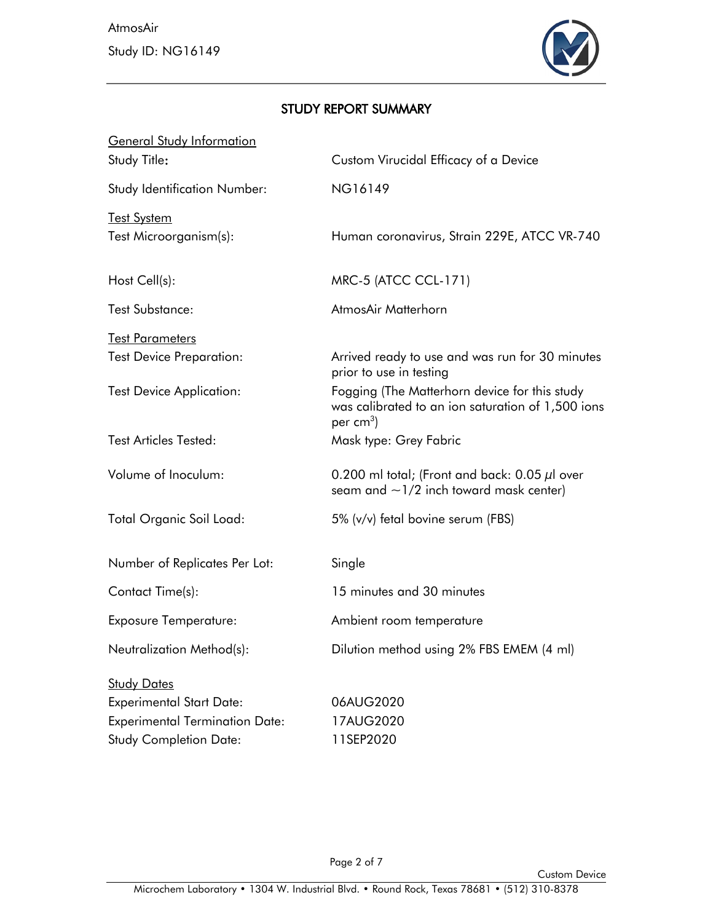## STUDY REPORT SUMMARY

**General Study Information**

| | |
|---|---|
| Study Title: | Custom Virucidal Efficacy of a Device |
| Study Identification Number: | NG16149 |

**Test System**

| | |
|---|---|
| Test Microorganism(s): | Human coronavirus, Strain 229E, ATCC VR-740 |
| Host Cell(s): | MRC-5 (ATCC CCL-171) |
| Test Substance: | AtmosAir Matterhorn |

**Test Parameters**

| | |
|---|---|
| Test Device Preparation: | Arrived ready to use and was run for 30 minutes prior to use in testing |
| Test Device Application: | Fogging (The Matterhorn device for this study was calibrated to an ion saturation of 1,500 ions per $cm^3$) |
| Test Articles Tested: | Mask type: Grey Fabric |
| Volume of Inoculum: | 0.200 ml total; (Front and back: 0.05 $\mu$l over seam and ~1/2 inch toward mask center) |
| Total Organic Soil Load: | 5% (v/v) fetal bovine serum (FBS) |
| Number of Replicates Per Lot: | Single |
| Contact Time(s): | 15 minutes and 30 minutes |
| Exposure Temperature: | Ambient room temperature |
| Neutralization Method(s): | Dilution method using 2% FBS EMEM (4 ml) |

**Study Dates**

| | |
|---|---|
| Experimental Start Date: | 06AUG2020 |
| Experimental Termination Date: | 17AUG2020 |
| Study Completion Date: | 11SEP2020 |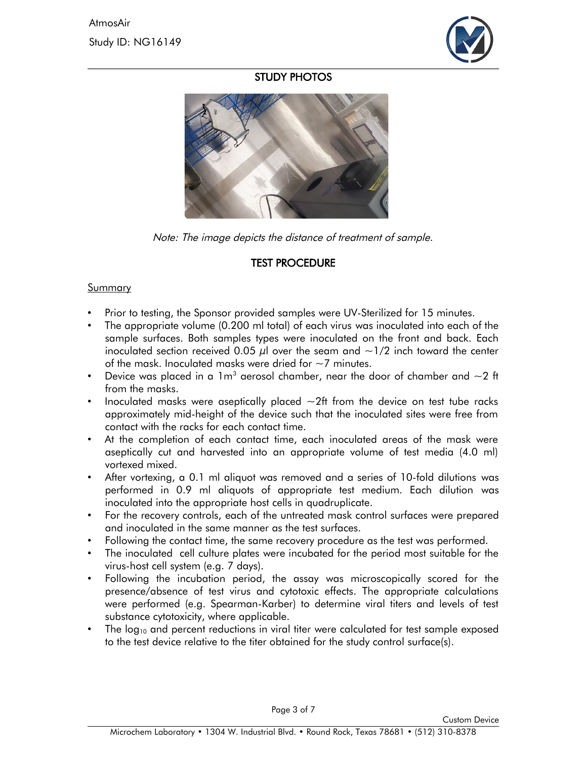## STUDY PHOTOS

*Note: The image depicts the distance of treatment of sample.*

## TEST PROCEDURE

Summary

- Prior to testing, the Sponsor provided samples were UV-Sterilized for 15 minutes.
- The appropriate volume (0.200 ml total) of each virus was inoculated into each of the sample surfaces. Both samples types were inoculated on the front and back. Each inoculated section received 0.05 $\mu$l over the seam and ~1/2 inch toward the center of the mask. Inoculated masks were dried for ~7 minutes.
- Device was placed in a 1m$^3$ aerosol chamber, near the door of chamber and ~2 ft from the masks.
- Inoculated masks were aseptically placed ~2ft from the device on test tube racks approximately mid-height of the device such that the inoculated sites were free from contact with the racks for each contact time.
- At the completion of each contact time, each inoculated areas of the mask were aseptically cut and harvested into an appropriate volume of test media (4.0 ml) vortexed mixed.
- After vortexing, a 0.1 ml aliquot was removed and a series of 10-fold dilutions was performed in 0.9 ml aliquots of appropriate test medium. Each dilution was inoculated into the appropriate host cells in quadruplicate.
- For the recovery controls, each of the untreated mask control surfaces were prepared and inoculated in the same manner as the test surfaces.
- Following the contact time, the same recovery procedure as the test was performed.
- The inoculated cell culture plates were incubated for the period most suitable for the virus-host cell system (e.g. 7 days).
- Following the incubation period, the assay was microscopically scored for the presence/absence of test virus and cytotoxic effects. The appropriate calculations were performed (e.g. Spearman-Karber) to determine viral titers and levels of test substance cytotoxicity, where applicable.
- The $\log_{10}$ and percent reductions in viral titer were calculated for test sample exposed to the test device relative to the titer obtained for the study control surface(s).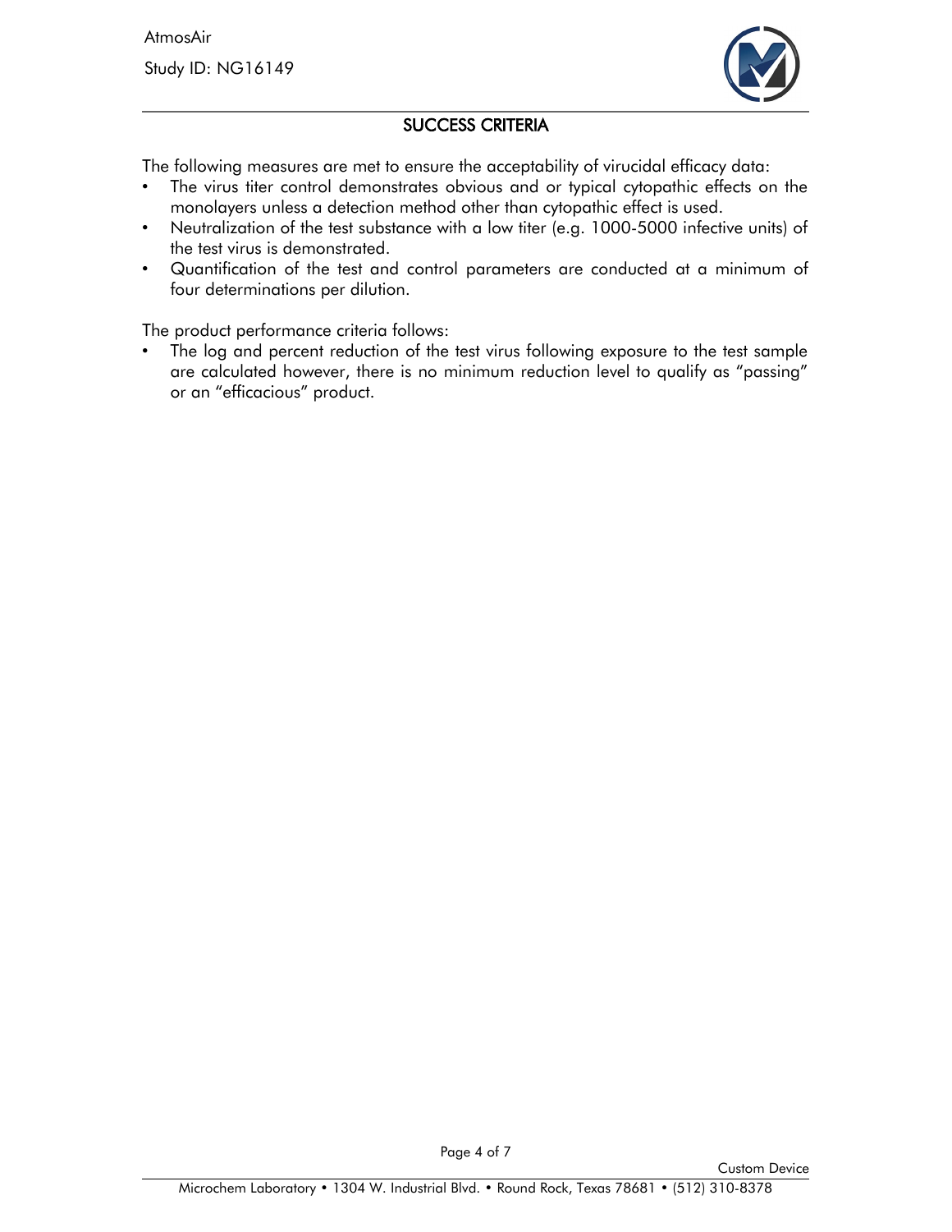## SUCCESS CRITERIA

The following measures are met to ensure the acceptability of virucidal efficacy data:

- The virus titer control demonstrates obvious and or typical cytopathic effects on the monolayers unless a detection method other than cytopathic effect is used.
- Neutralization of the test substance with a low titer (e.g. 1000-5000 infective units) of the test virus is demonstrated.
- Quantification of the test and control parameters are conducted at a minimum of four determinations per dilution.

The product performance criteria follows:

- The log and percent reduction of the test virus following exposure to the test sample are calculated however, there is no minimum reduction level to qualify as "passing" or an "efficacious" product.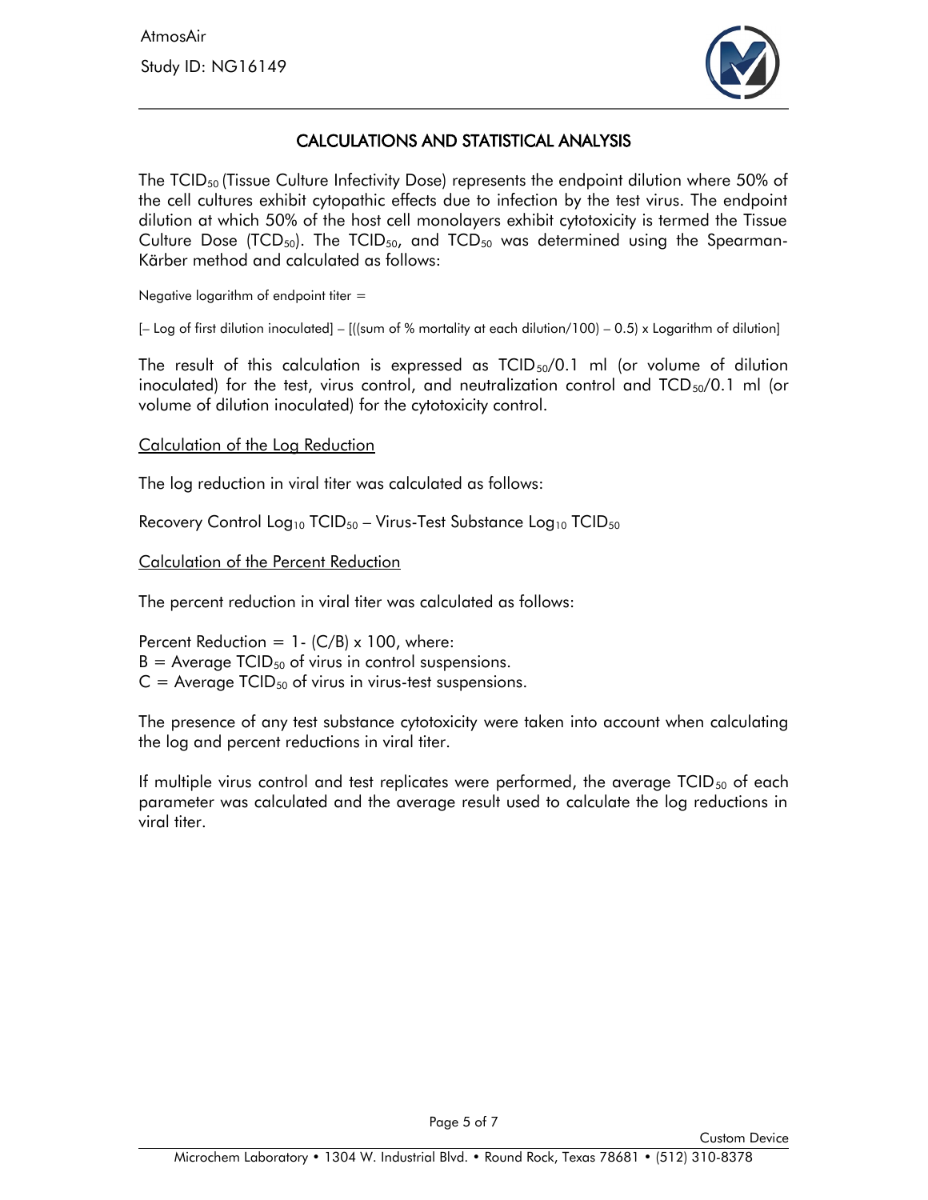## CALCULATIONS AND STATISTICAL ANALYSIS

The $TCID_{50}$ (Tissue Culture Infectivity Dose) represents the endpoint dilution where 50% of the cell cultures exhibit cytopathic effects due to infection by the test virus. The endpoint dilution at which 50% of the host cell monolayers exhibit cytotoxicity is termed the Tissue Culture Dose ($TCD_{50}$). The $TCID_{50}$, and $TCD_{50}$ was determined using the Spearman-Kärber method and calculated as follows:

Negative logarithm of endpoint titer =

[– Log of first dilution inoculated] – [((sum of % mortality at each dilution/100) – 0.5) x Logarithm of dilution]

The result of this calculation is expressed as $TCID_{50}$/0.1 ml (or volume of dilution inoculated) for the test, virus control, and neutralization control and $TCD_{50}$/0.1 ml (or volume of dilution inoculated) for the cytotoxicity control.

<u>Calculation of the Log Reduction</u>

The log reduction in viral titer was calculated as follows:

Recovery Control $Log_{10}$ $TCID_{50}$ – Virus-Test Substance $Log_{10}$ $TCID_{50}$

<u>Calculation of the Percent Reduction</u>

The percent reduction in viral titer was calculated as follows:

Percent Reduction = 1- (C/B) x 100, where:  
B = Average $TCID_{50}$ of virus in control suspensions.  
C = Average $TCID_{50}$ of virus in virus-test suspensions.

The presence of any test substance cytotoxicity were taken into account when calculating the log and percent reductions in viral titer.

If multiple virus control and test replicates were performed, the average $TCID_{50}$ of each parameter was calculated and the average result used to calculate the log reductions in viral titer.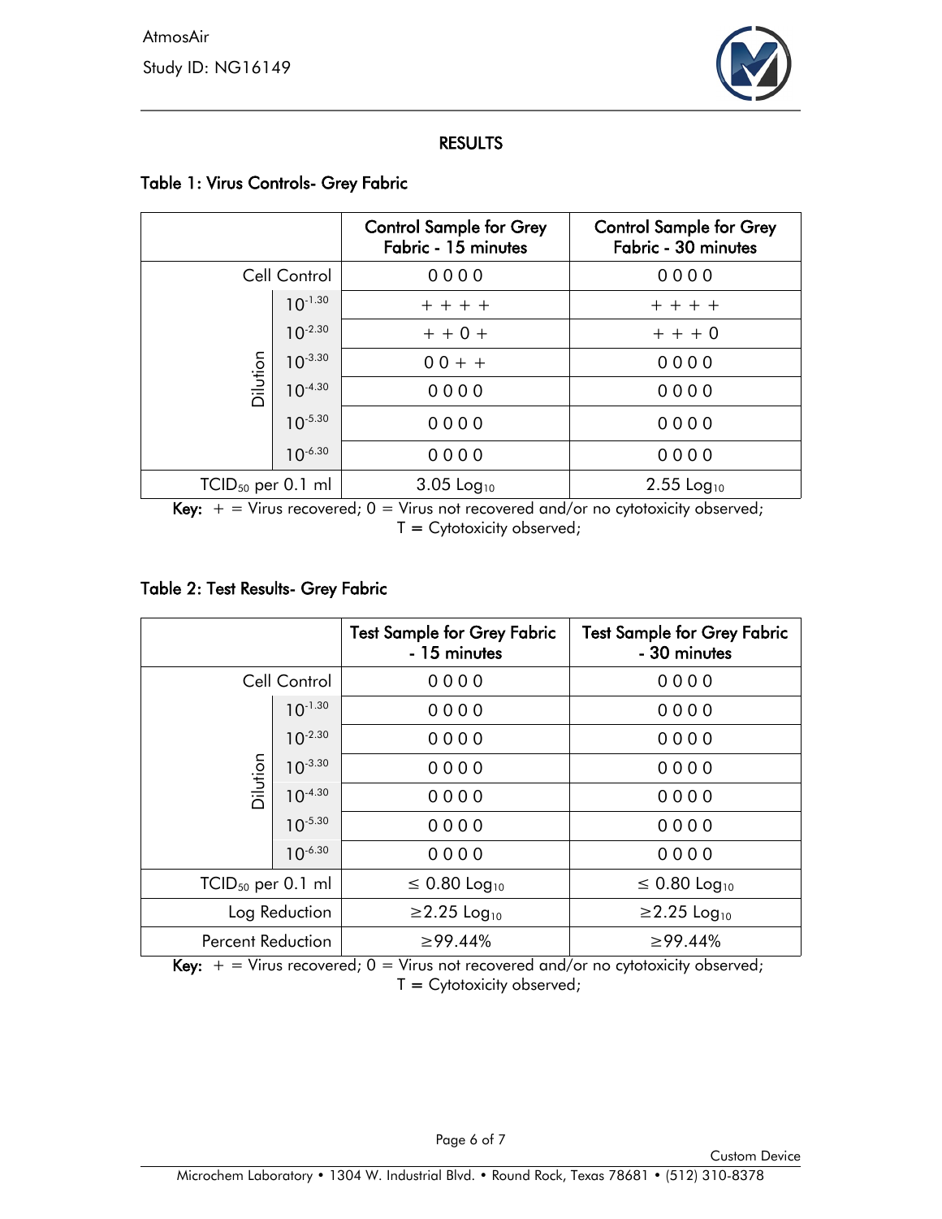## RESULTS

### Table 1: Virus Controls- Grey Fabric

| | | Control Sample for Grey Fabric - 15 minutes | Control Sample for Grey Fabric - 30 minutes |
|---|---|---|---|
| Cell Control | | 0 0 0 0 | 0 0 0 0 |
| Dilution | $10^{-1.30}$ | + + + + | + + + + |
| | $10^{-2.30}$ | + + 0 + | + + + 0 |
| | $10^{-3.30}$ | 0 0 + + | 0 0 0 0 |
| | $10^{-4.30}$ | 0 0 0 0 | 0 0 0 0 |
| | $10^{-5.30}$ | 0 0 0 0 | 0 0 0 0 |
| | $10^{-6.30}$ | 0 0 0 0 | 0 0 0 0 |
| $TCID_{50}$ per 0.1 ml | | 3.05 $Log_{10}$ | 2.55 $Log_{10}$ |

**Key:** + = Virus recovered; 0 = Virus not recovered and/or no cytotoxicity observed; T = Cytotoxicity observed;

### Table 2: Test Results- Grey Fabric

| | | Test Sample for Grey Fabric - 15 minutes | Test Sample for Grey Fabric - 30 minutes |
|---|---|---|---|
| Cell Control | | 0 0 0 0 | 0 0 0 0 |
| Dilution | $10^{-1.30}$ | 0 0 0 0 | 0 0 0 0 |
| | $10^{-2.30}$ | 0 0 0 0 | 0 0 0 0 |
| | $10^{-3.30}$ | 0 0 0 0 | 0 0 0 0 |
| | $10^{-4.30}$ | 0 0 0 0 | 0 0 0 0 |
| | $10^{-5.30}$ | 0 0 0 0 | 0 0 0 0 |
| | $10^{-6.30}$ | 0 0 0 0 | 0 0 0 0 |
| $TCID_{50}$ per 0.1 ml | | $\leq$ 0.80 $Log_{10}$ | $\leq$ 0.80 $Log_{10}$ |
| Log Reduction | | $\geq$2.25 $Log_{10}$ | $\geq$2.25 $Log_{10}$ |
| Percent Reduction | | $\geq$99.44% | $\geq$99.44% |

**Key:** + = Virus recovered; 0 = Virus not recovered and/or no cytotoxicity observed; T = Cytotoxicity observed;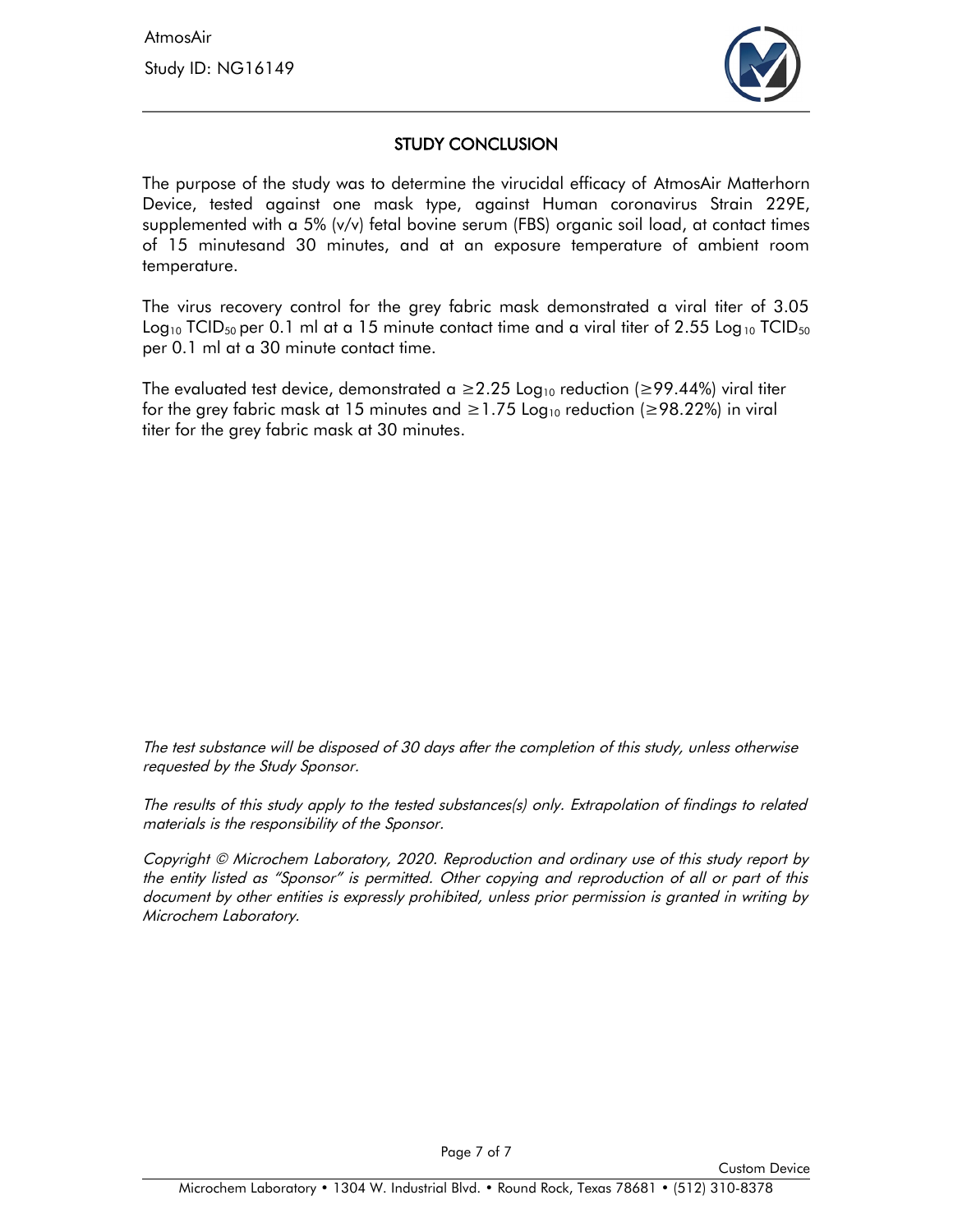## STUDY CONCLUSION

The purpose of the study was to determine the virucidal efficacy of AtmosAir Matterhorn Device, tested against one mask type, against Human coronavirus Strain 229E, supplemented with a 5% (v/v) fetal bovine serum (FBS) organic soil load, at contact times of 15 minutesand 30 minutes, and at an exposure temperature of ambient room temperature.

The virus recovery control for the grey fabric mask demonstrated a viral titer of 3.05 $Log_{10}$ $TCID_{50}$ per 0.1 ml at a 15 minute contact time and a viral titer of 2.55 $Log_{10}$ $TCID_{50}$ per 0.1 ml at a 30 minute contact time.

The evaluated test device, demonstrated a $\geq$2.25 $Log_{10}$ reduction ($\geq$99.44%) viral titer for the grey fabric mask at 15 minutes and $\geq$1.75 $Log_{10}$ reduction ($\geq$98.22%) in viral titer for the grey fabric mask at 30 minutes.

*The test substance will be disposed of 30 days after the completion of this study, unless otherwise requested by the Study Sponsor.*

*The results of this study apply to the tested substances(s) only. Extrapolation of findings to related materials is the responsibility of the Sponsor.*

*Copyright © Microchem Laboratory, 2020. Reproduction and ordinary use of this study report by the entity listed as "Sponsor" is permitted. Other copying and reproduction of all or part of this document by other entities is expressly prohibited, unless prior permission is granted in writing by Microchem Laboratory.*